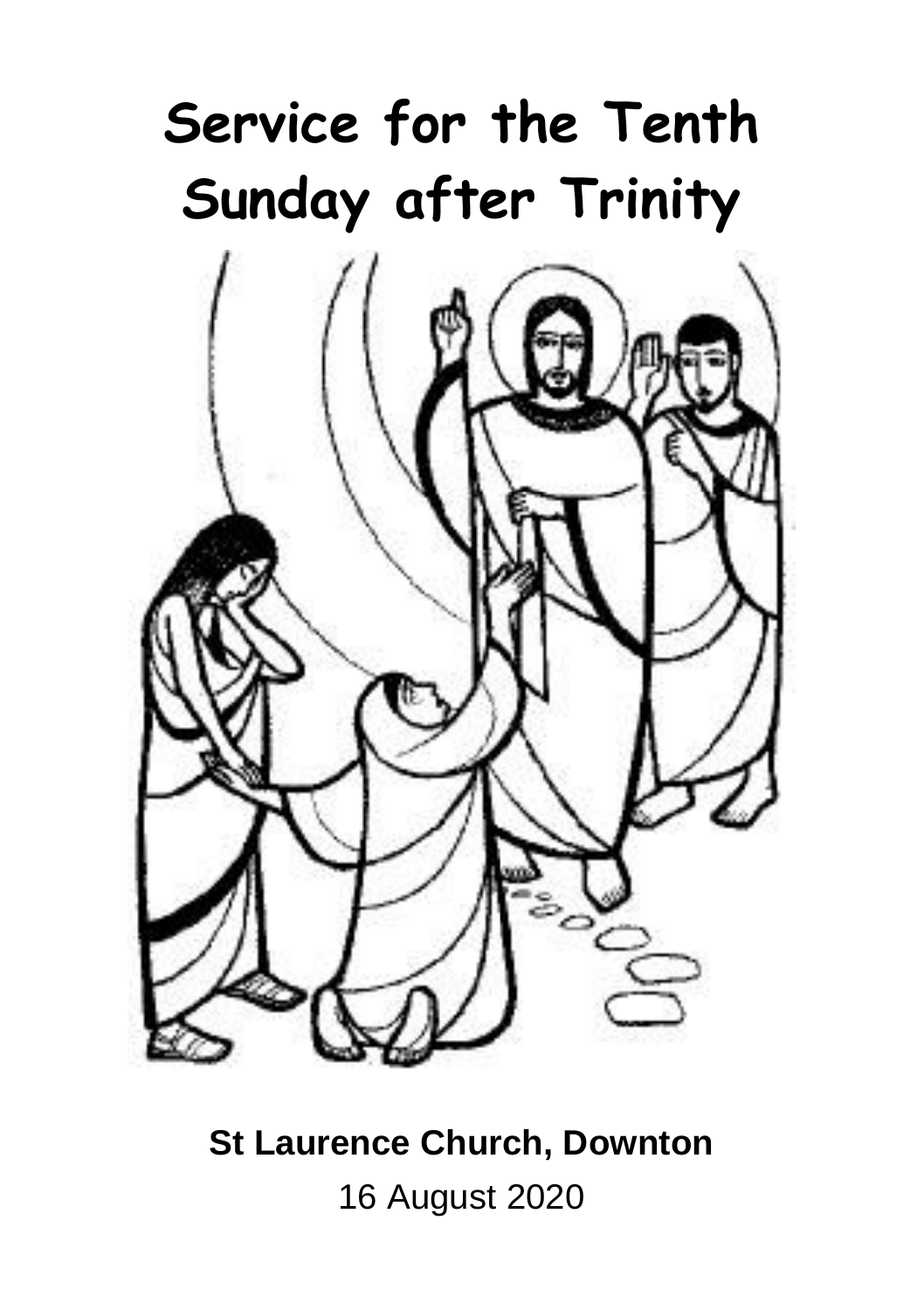# Service for the Tenth Sunday after Trinity

**St Laurence Church, Downton**

16 August 2020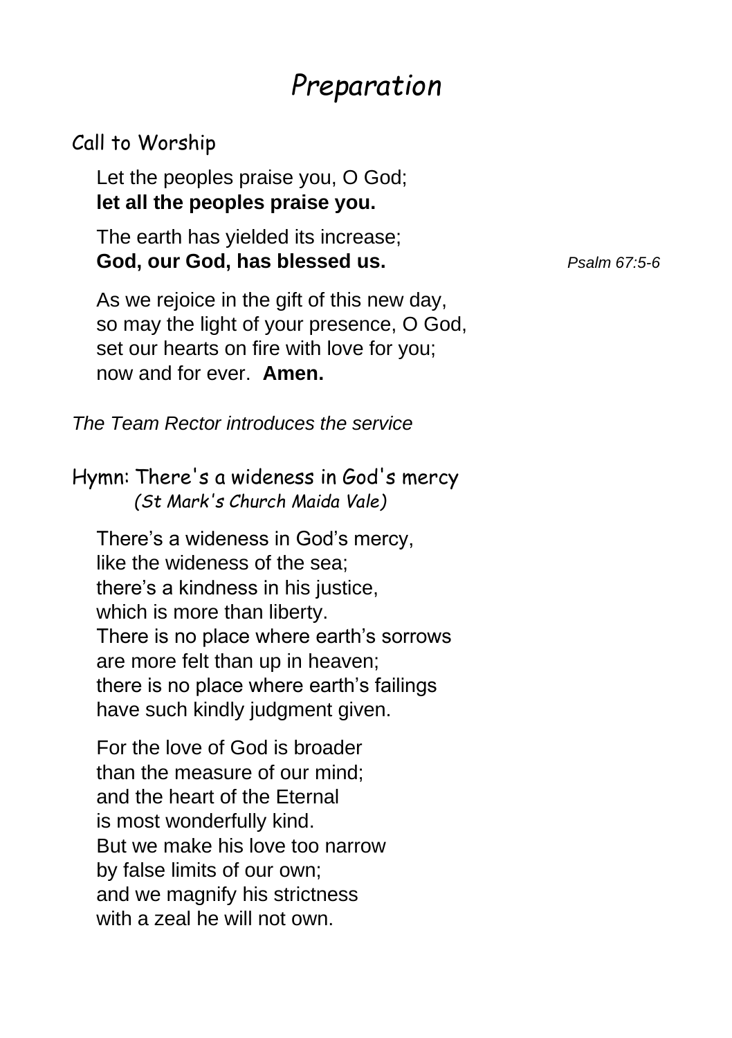# *Preparation*

## Call to Worship

Let the peoples praise you, O God;  
**let all the peoples praise you.**

The earth has yielded its increase;  
**God, our God, has blessed us.** *Psalm 67:5-6*

As we rejoice in the gift of this new day,  
so may the light of your presence, O God,  
set our hearts on fire with love for you;  
now and for ever. **Amen.**

*The Team Rector introduces the service*

## Hymn: There's a wideness in God's mercy

*(St Mark's Church Maida Vale)*

There's a wideness in God's mercy,  
like the wideness of the sea;  
there's a kindness in his justice,  
which is more than liberty.  
There is no place where earth's sorrows  
are more felt than up in heaven;  
there is no place where earth's failings  
have such kindly judgment given.

For the love of God is broader  
than the measure of our mind;  
and the heart of the Eternal  
is most wonderfully kind.  
But we make his love too narrow  
by false limits of our own;  
and we magnify his strictness  
with a zeal he will not own.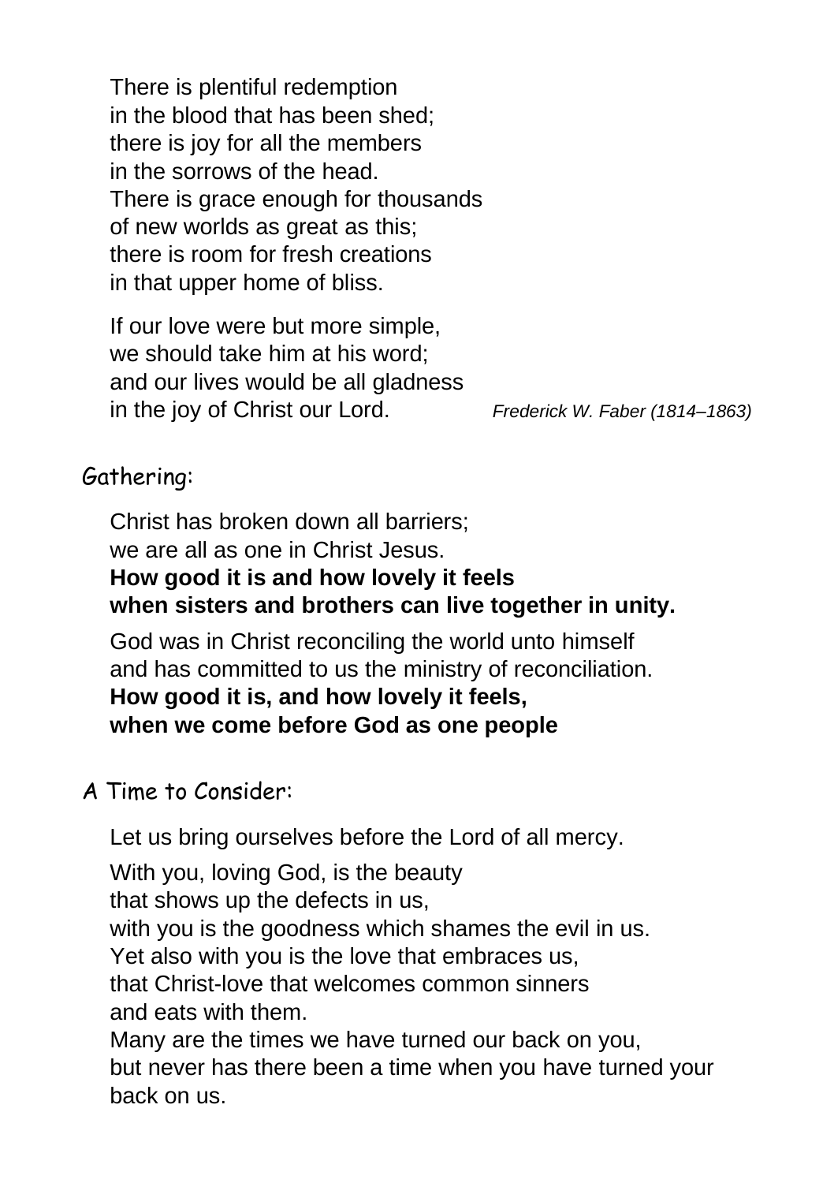There is plentiful redemption
in the blood that has been shed;
there is joy for all the members
in the sorrows of the head.
There is grace enough for thousands
of new worlds as great as this;
there is room for fresh creations
in that upper home of bliss.

If our love were but more simple,
we should take him at his word;
and our lives would be all gladness
in the joy of Christ our Lord. *Frederick W. Faber (1814–1863)*

## Gathering:

Christ has broken down all barriers;
we are all as one in Christ Jesus.
**How good it is and how lovely it feels**
**when sisters and brothers can live together in unity.**

God was in Christ reconciling the world unto himself
and has committed to us the ministry of reconciliation.
**How good it is, and how lovely it feels,**
**when we come before God as one people**

## A Time to Consider:

Let us bring ourselves before the Lord of all mercy.

With you, loving God, is the beauty
that shows up the defects in us,
with you is the goodness which shames the evil in us.
Yet also with you is the love that embraces us,
that Christ-love that welcomes common sinners
and eats with them.
Many are the times we have turned our back on you,
but never has there been a time when you have turned your back on us.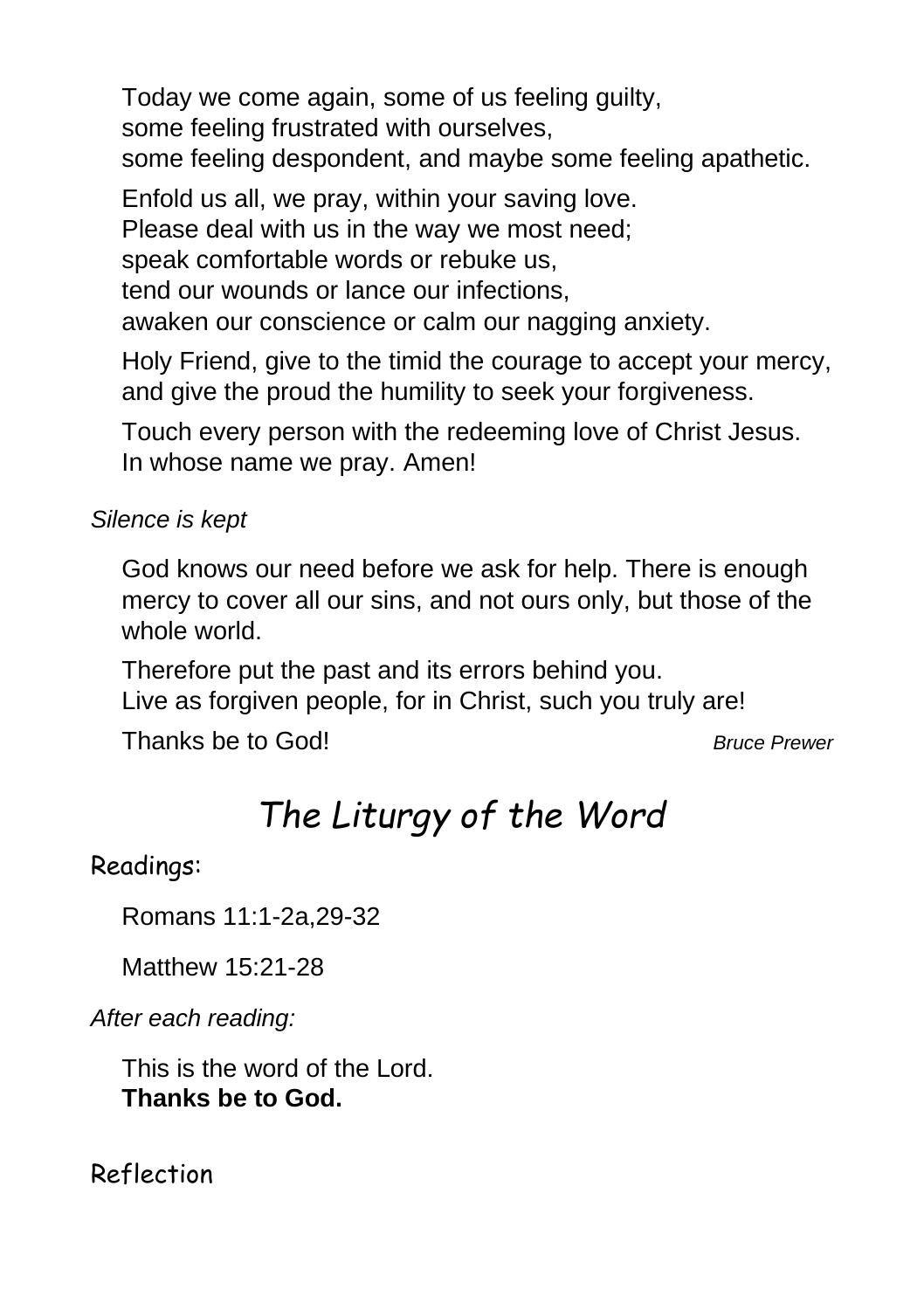Today we come again, some of us feeling guilty,
some feeling frustrated with ourselves,
some feeling despondent, and maybe some feeling apathetic.

Enfold us all, we pray, within your saving love.
Please deal with us in the way we most need;
speak comfortable words or rebuke us,
tend our wounds or lance our infections,
awaken our conscience or calm our nagging anxiety.

Holy Friend, give to the timid the courage to accept your mercy,
and give the proud the humility to seek your forgiveness.

Touch every person with the redeeming love of Christ Jesus.
In whose name we pray. Amen!

*Silence is kept*

God knows our need before we ask for help. There is enough mercy to cover all our sins, and not ours only, but those of the whole world.

Therefore put the past and its errors behind you.
Live as forgiven people, for in Christ, such you truly are!

Thanks be to God! *Bruce Prewer*

# *The Liturgy of the Word*

## Readings:

Romans 11:1-2a,29-32

Matthew 15:21-28

*After each reading:*

This is the word of the Lord.
**Thanks be to God.**

## Reflection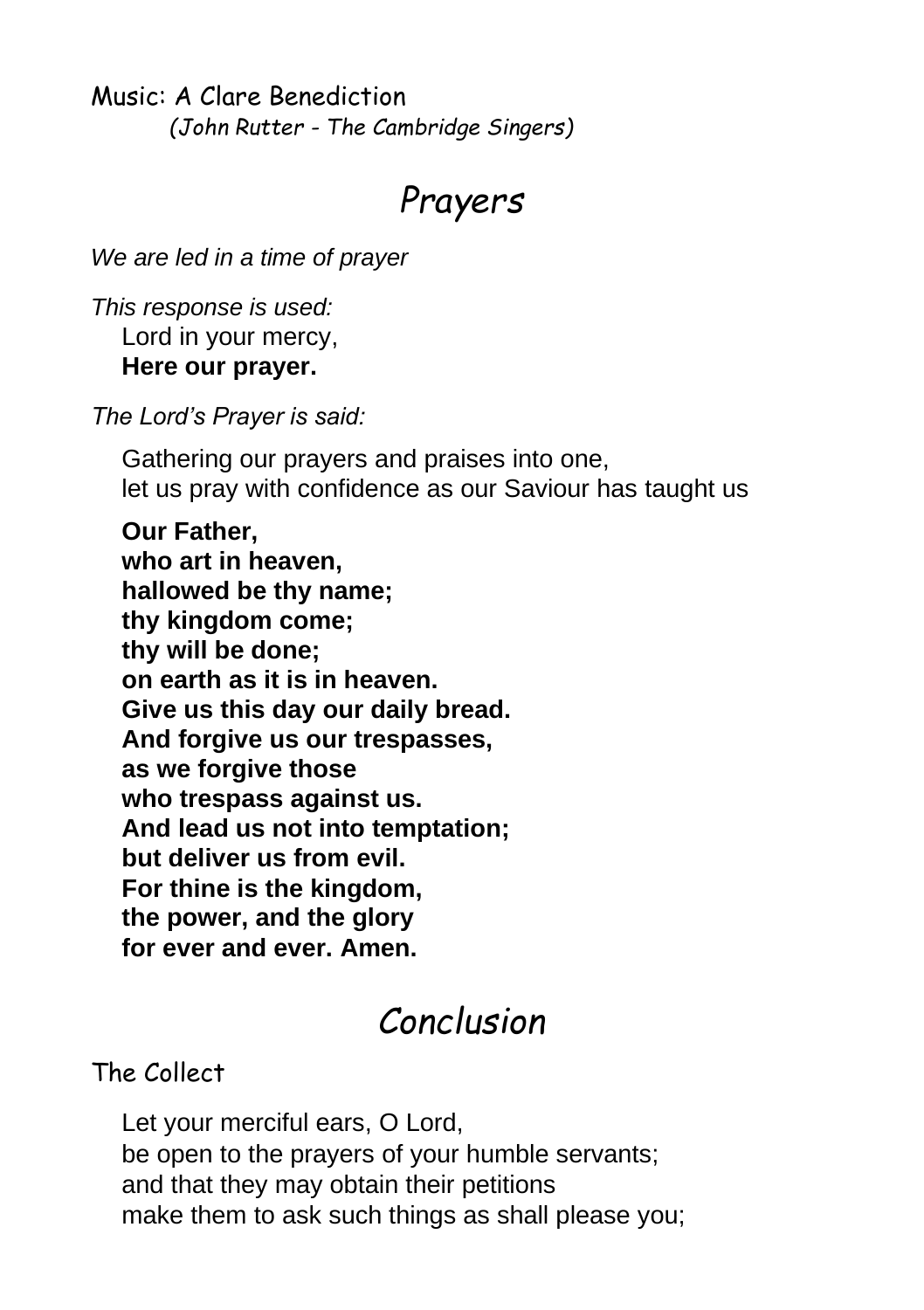Music: A Clare Benediction
*(John Rutter - The Cambridge Singers)*

## *Prayers*

*We are led in a time of prayer*

*This response is used:*
Lord in your mercy,
**Here our prayer.**

*The Lord's Prayer is said:*

Gathering our prayers and praises into one,
let us pray with confidence as our Saviour has taught us

**Our Father,**
**who art in heaven,**
**hallowed be thy name;**
**thy kingdom come;**
**thy will be done;**
**on earth as it is in heaven.**
**Give us this day our daily bread.**
**And forgive us our trespasses,**
**as we forgive those**
**who trespass against us.**
**And lead us not into temptation;**
**but deliver us from evil.**
**For thine is the kingdom,**
**the power, and the glory**
**for ever and ever. Amen.**

## *Conclusion*

The Collect

Let your merciful ears, O Lord,
be open to the prayers of your humble servants;
and that they may obtain their petitions
make them to ask such things as shall please you;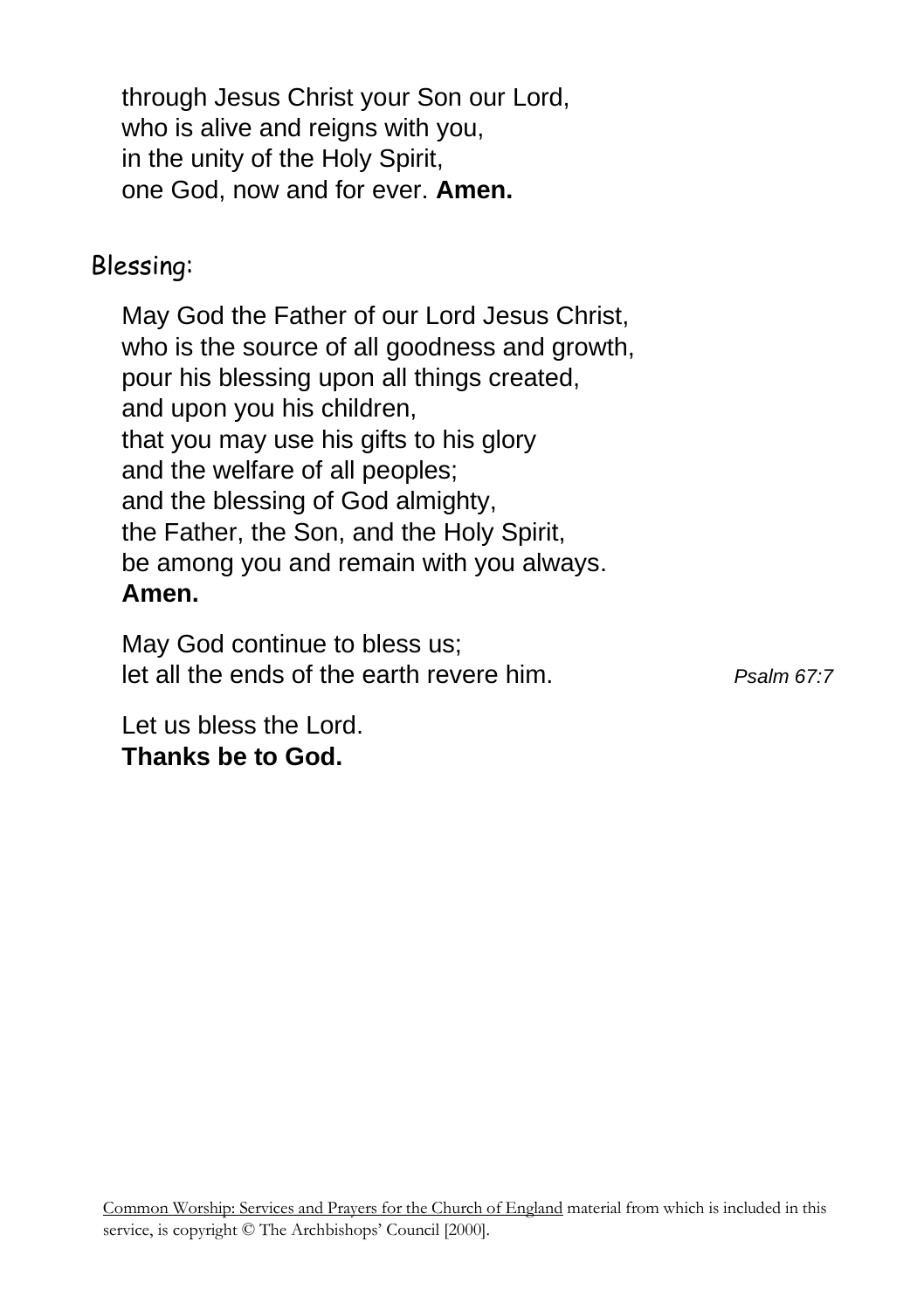through Jesus Christ your Son our Lord,
who is alive and reigns with you,
in the unity of the Holy Spirit,
one God, now and for ever. **Amen.**

## Blessing:

May God the Father of our Lord Jesus Christ,
who is the source of all goodness and growth,
pour his blessing upon all things created,
and upon you his children,
that you may use his gifts to his glory
and the welfare of all peoples;
and the blessing of God almighty,
the Father, the Son, and the Holy Spirit,
be among you and remain with you always.
**Amen.**

May God continue to bless us;
let all the ends of the earth revere him. *Psalm 67:7*

Let us bless the Lord.
**Thanks be to God.**

Common Worship: Services and Prayers for the Church of England material from which is included in this service, is copyright © The Archbishops' Council [2000].